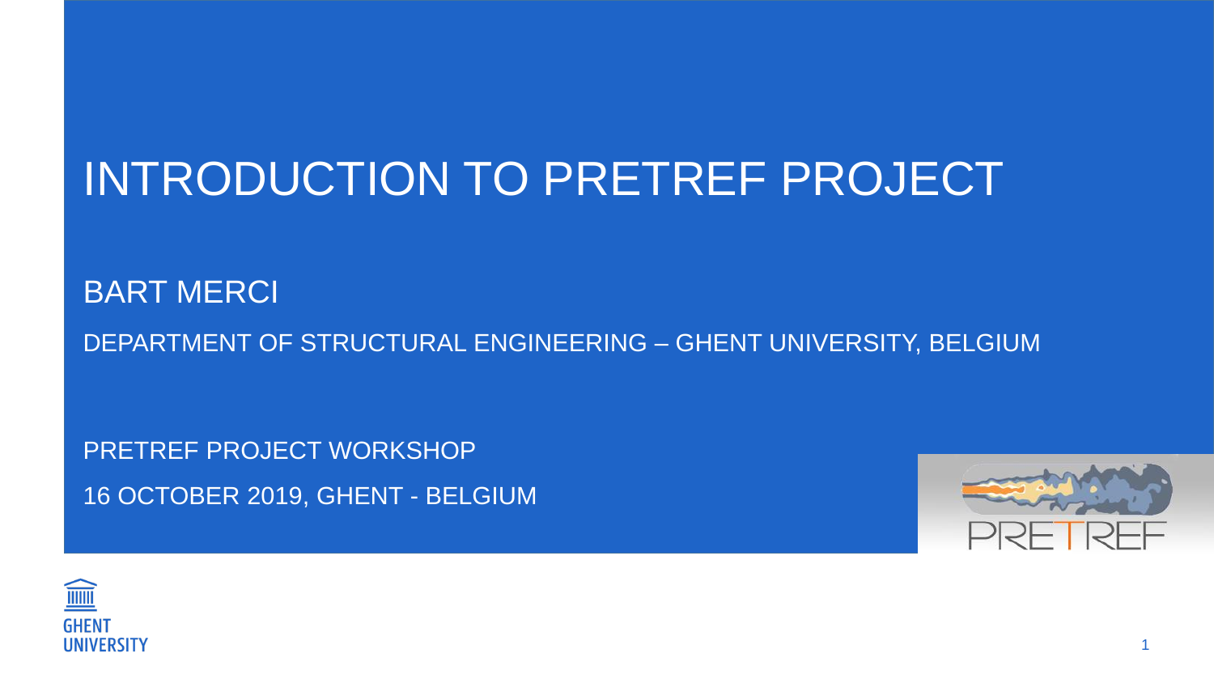# INTRODUCTION TO PRETREF PROJECT

BART MERCI

DEPARTMENT OF STRUCTURAL ENGINEERING – GHENT UNIVERSITY, BELGIUM

PRETREF PROJECT WORKSHOP

16 OCTOBER 2019, GHENT - BELGIUM

PRETREF

GHENT UNIVERSITY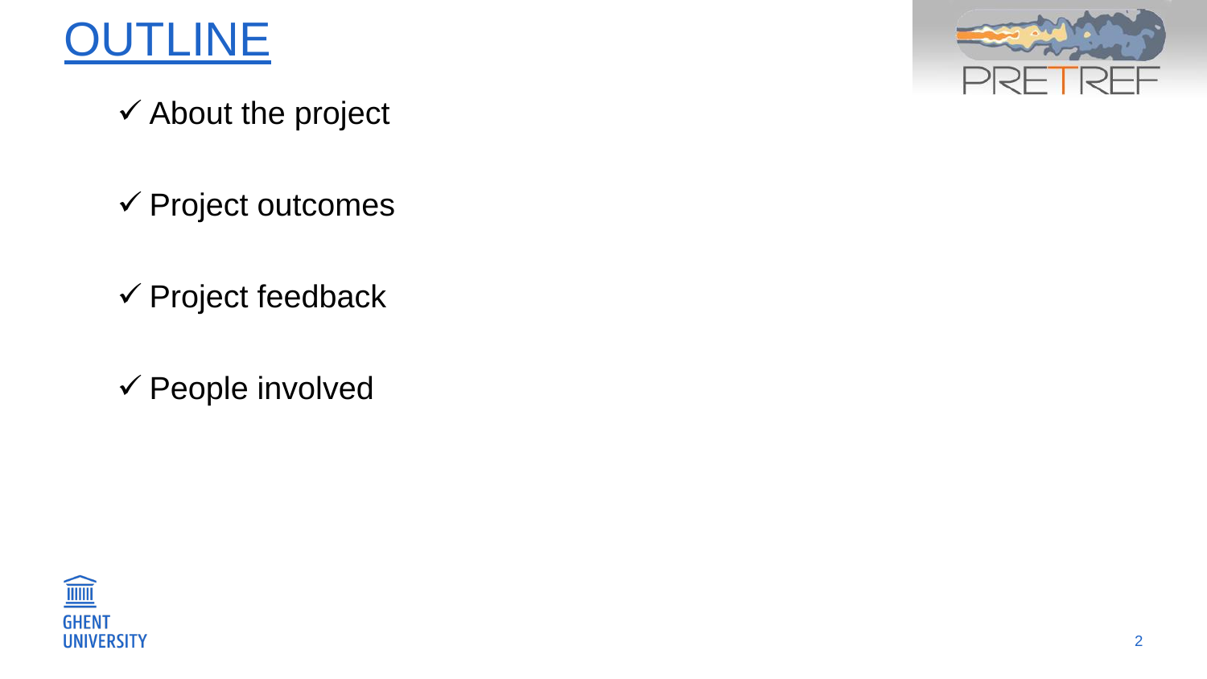# OUTLINE

- ✓ About the project
- ✓ Project outcomes
- ✓ Project feedback
- ✓ People involved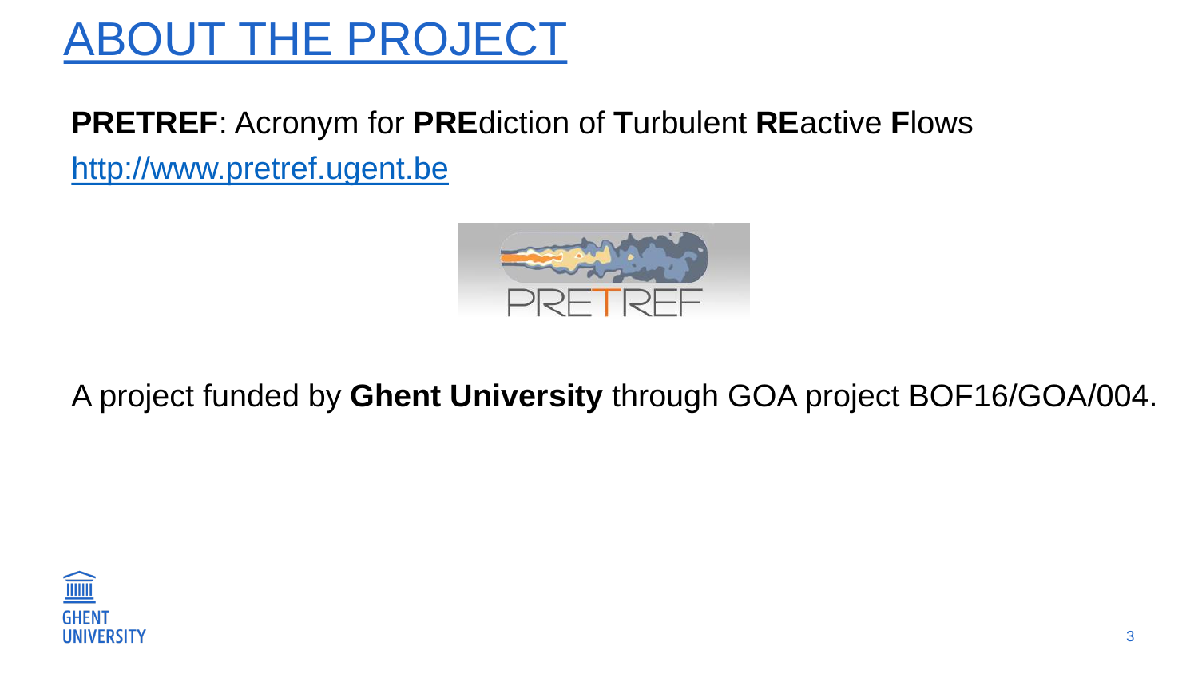# ABOUT THE PROJECT

**PRETREF**: Acronym for **PRE**diction of **T**urbulent **RE**active **F**lows

http://www.pretref.ugent.be

A project funded by **Ghent University** through GOA project BOF16/GOA/004.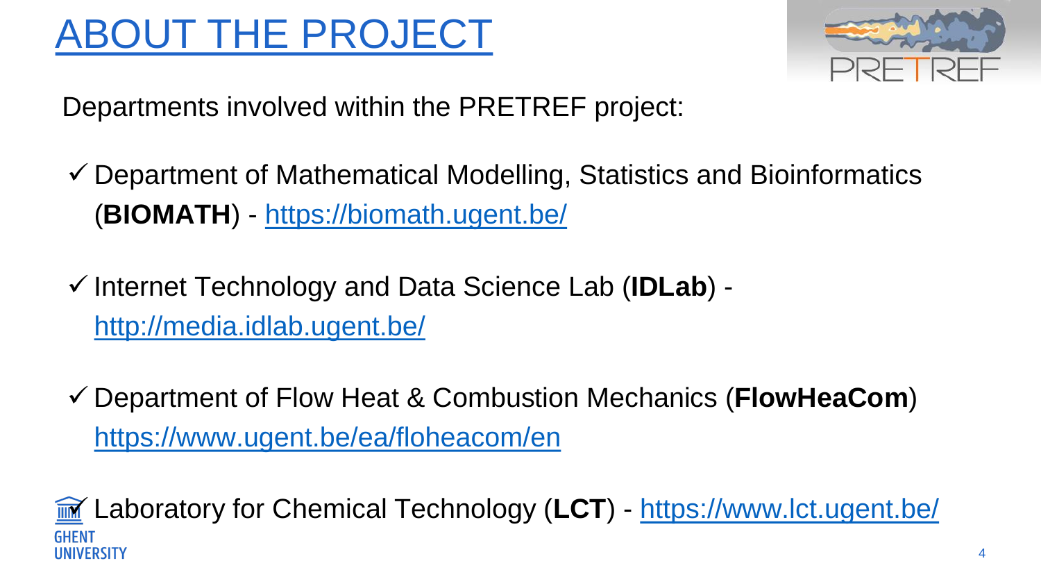# ABOUT THE PROJECT

Departments involved within the PRETREF project:

- ✓ Department of Mathematical Modelling, Statistics and Bioinformatics (**BIOMATH**) - https://biomath.ugent.be/
- ✓ Internet Technology and Data Science Lab (**IDLab**) - http://media.idlab.ugent.be/
- ✓ Department of Flow Heat & Combustion Mechanics (**FlowHeaCom**) https://www.ugent.be/ea/floheacom/en
- ✓ Laboratory for Chemical Technology (**LCT**) - https://www.lct.ugent.be/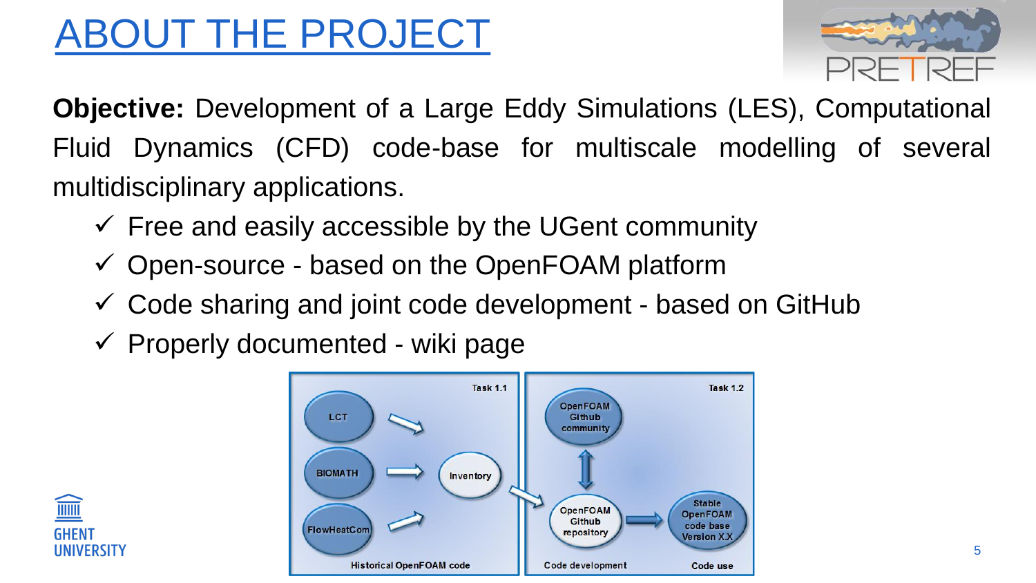# ABOUT THE PROJECT

**Objective:** Development of a Large Eddy Simulations (LES), Computational Fluid Dynamics (CFD) code-base for multiscale modelling of several multidisciplinary applications.

- ✓ Free and easily accessible by the UGent community
- ✓ Open-source - based on the OpenFOAM platform
- ✓ Code sharing and joint code development - based on GitHub
- ✓ Properly documented - wiki page

Task 1.1

LCT

BIOMATH

FlowHeatCom

Inventory

Historical OpenFOAM code

Task 1.2

OpenFOAM Github community

OpenFOAM Github repository

Stable OpenFOAM code base Version X.X

Code development

Code use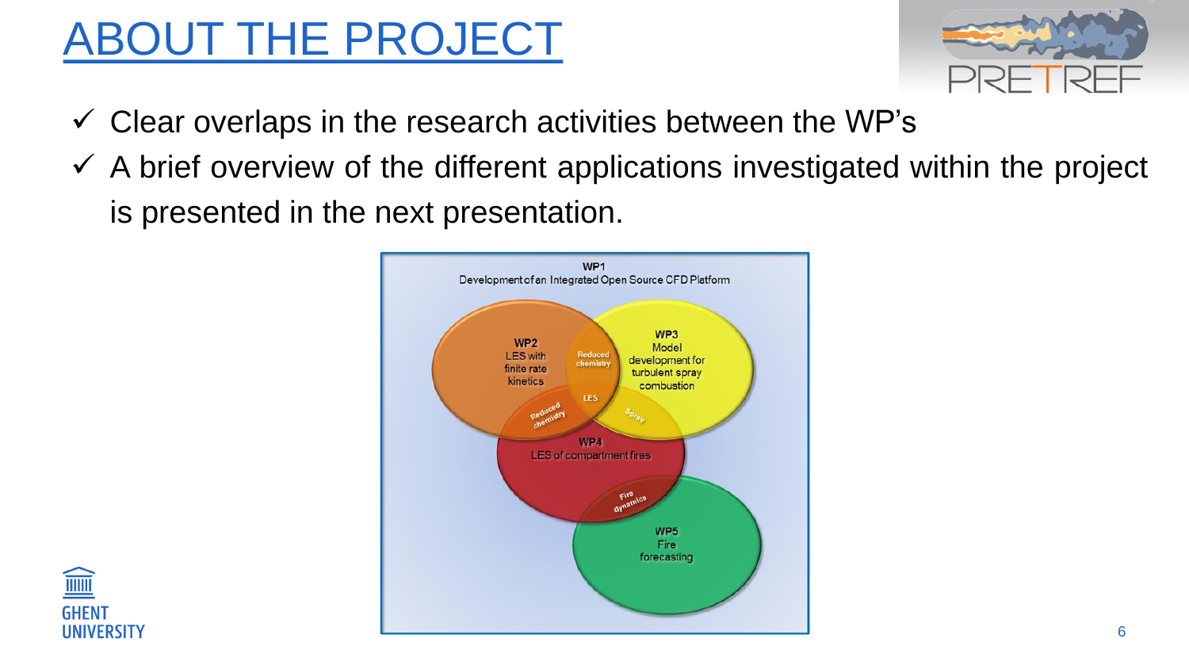# ABOUT THE PROJECT

- ✓ Clear overlaps in the research activities between the WP's
- ✓ A brief overview of the different applications investigated within the project is presented in the next presentation.

WP1
Development of an Integrated Open Source CFD Platform

WP2
LES with finite rate kinetics

WP3
Model development for turbulent spray combustion

WP4
LES of compartment fires

WP5
Fire forecasting

Reduced chemistry

LES

Reduced chemistry

Spray

Fire dynamics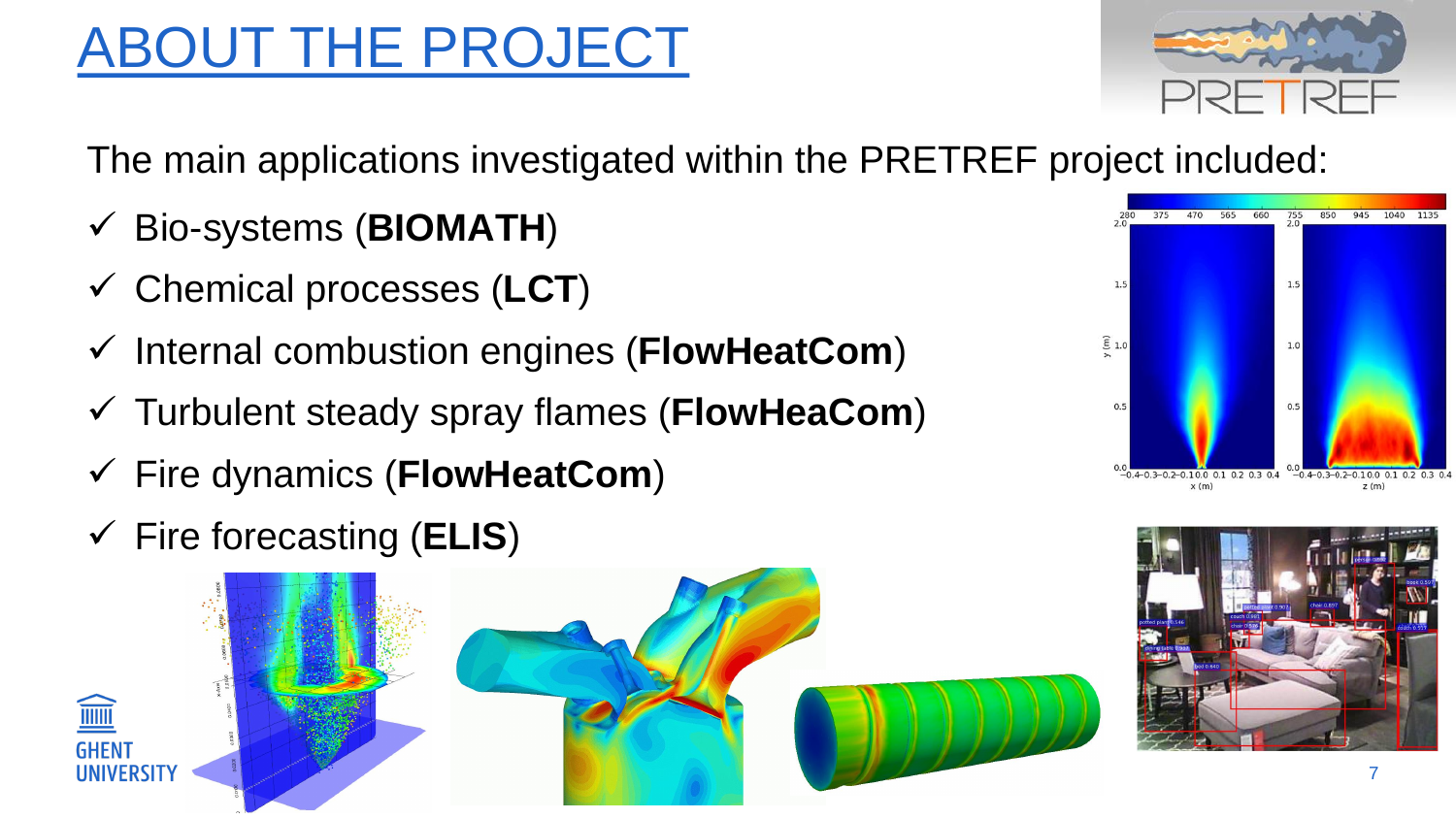# ABOUT THE PROJECT

The main applications investigated within the PRETREF project included:

- ✓ Bio-systems (**BIOMATH**)
- ✓ Chemical processes (**LCT**)
- ✓ Internal combustion engines (**FlowHeatCom**)
- ✓ Turbulent steady spray flames (**FlowHeaCom**)
- ✓ Fire dynamics (**FlowHeatCom**)
- ✓ Fire forecasting (**ELIS**)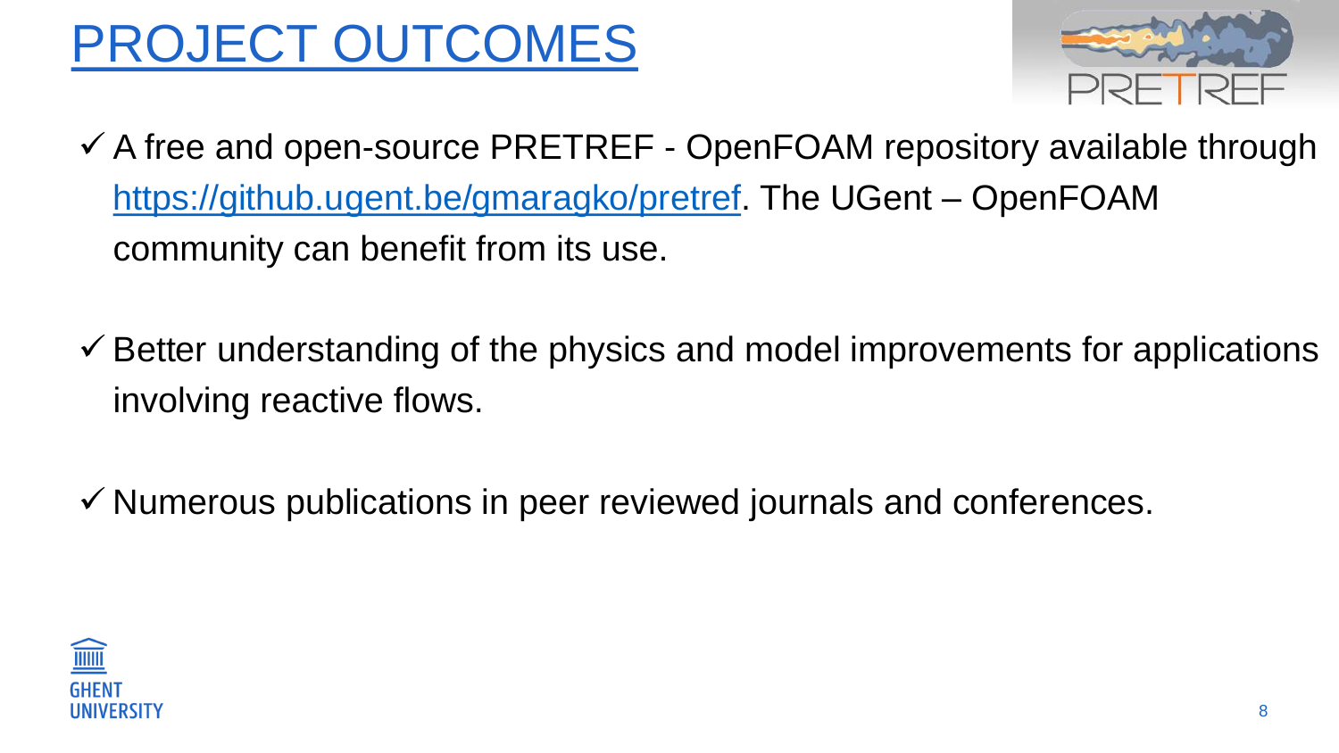# PROJECT OUTCOMES

- ✓ A free and open-source PRETREF - OpenFOAM repository available through [https://github.ugent.be/gmaragko/pretref](https://github.ugent.be/gmaragko/pretref). The UGent – OpenFOAM community can benefit from its use.

- ✓ Better understanding of the physics and model improvements for applications involving reactive flows.

- ✓ Numerous publications in peer reviewed journals and conferences.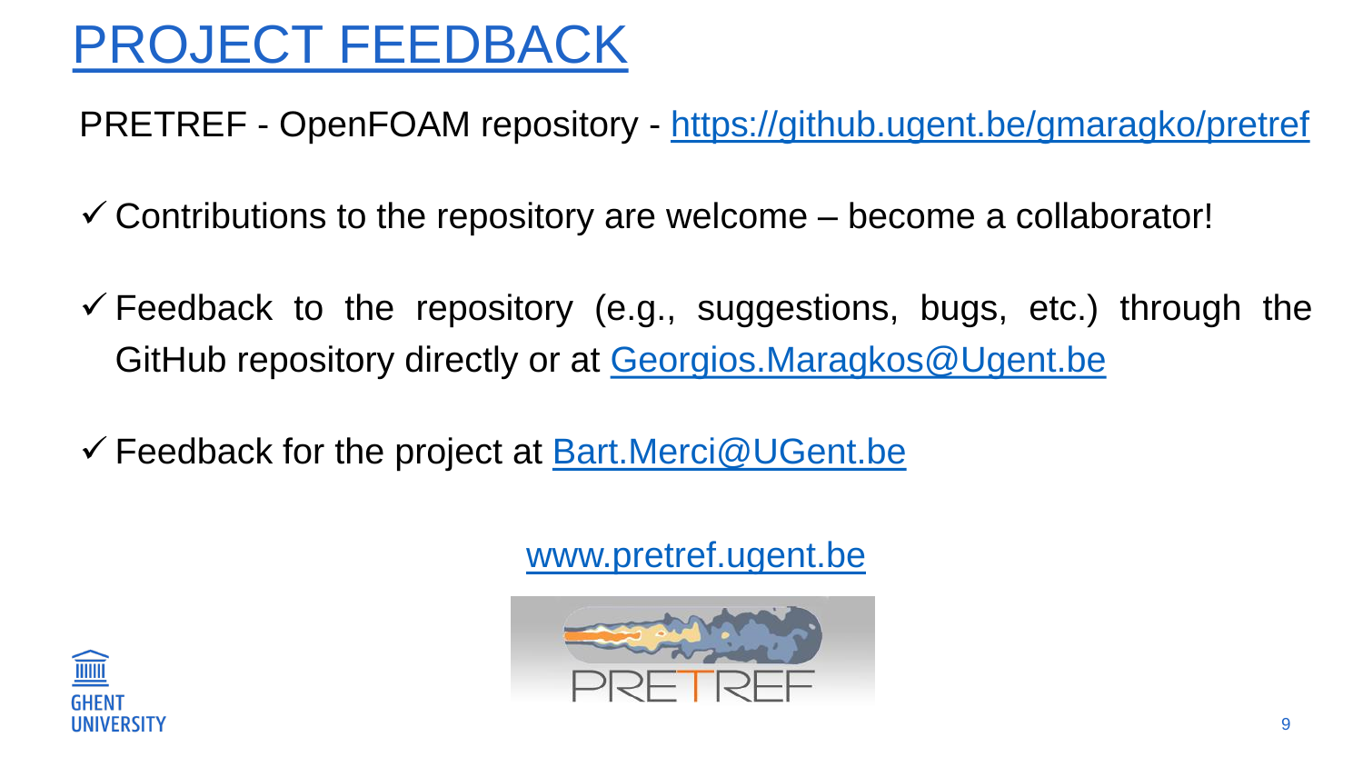# PROJECT FEEDBACK

PRETREF - OpenFOAM repository - https://github.ugent.be/gmaragko/pretref

- ✓ Contributions to the repository are welcome – become a collaborator!
- ✓ Feedback to the repository (e.g., suggestions, bugs, etc.) through the GitHub repository directly or at Georgios.Maragkos@Ugent.be
- ✓ Feedback for the project at Bart.Merci@UGent.be

www.pretref.ugent.be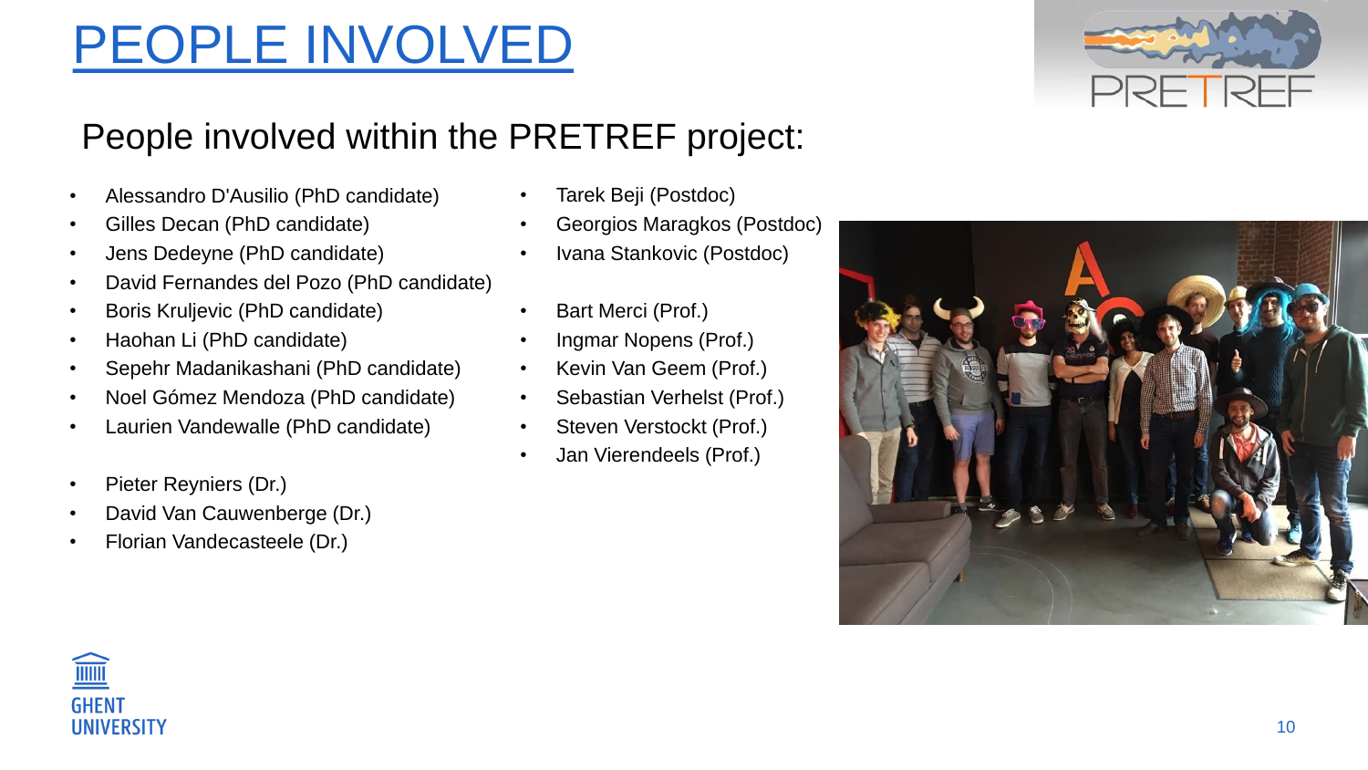# PEOPLE INVOLVED

## People involved within the PRETREF project:

- Alessandro D'Ausilio (PhD candidate)
- Gilles Decan (PhD candidate)
- Jens Dedeyne (PhD candidate)
- David Fernandes del Pozo (PhD candidate)
- Boris Kruljevic (PhD candidate)
- Haohan Li (PhD candidate)
- Sepehr Madanikashani (PhD candidate)
- Noel Gómez Mendoza (PhD candidate)
- Laurien Vandewalle (PhD candidate)

- Pieter Reyniers (Dr.)
- David Van Cauwenberge (Dr.)
- Florian Vandecasteele (Dr.)

- Tarek Beji (Postdoc)
- Georgios Maragkos (Postdoc)
- Ivana Stankovic (Postdoc)

- Bart Merci (Prof.)
- Ingmar Nopens (Prof.)
- Kevin Van Geem (Prof.)
- Sebastian Verhelst (Prof.)
- Steven Verstockt (Prof.)
- Jan Vierendeels (Prof.)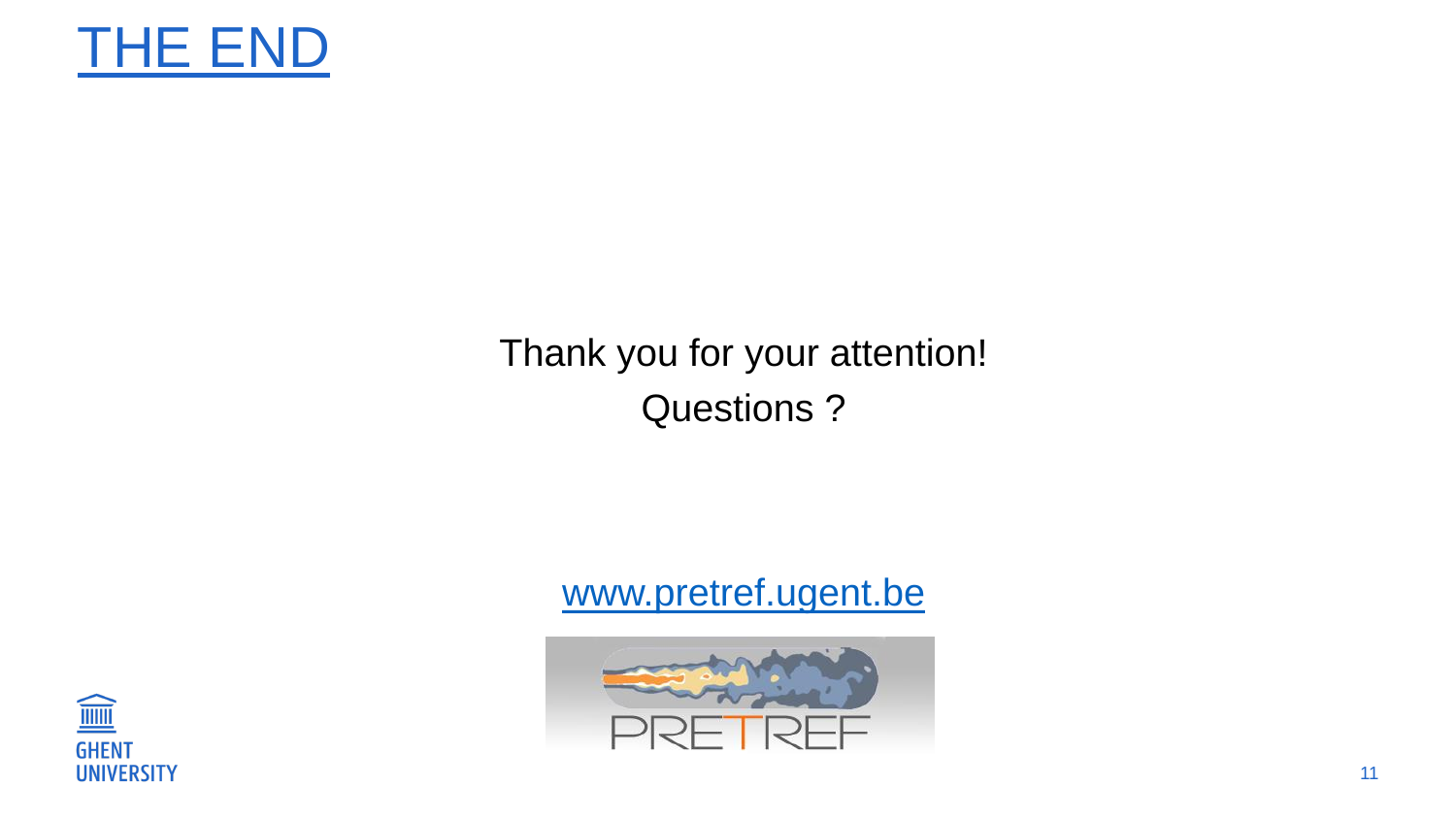# THE END

Thank you for your attention!

Questions ?

www.pretref.ugent.be